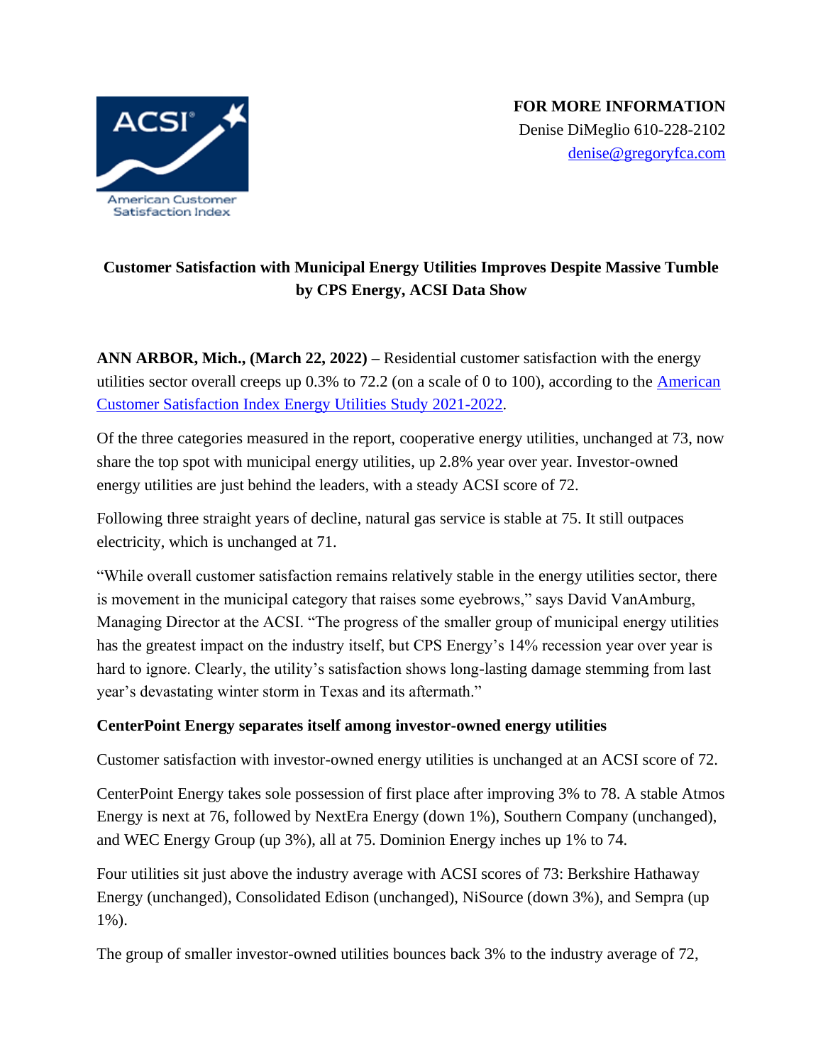**FOR MORE INFORMATION**
Denise DiMeglio 610-228-2102
denise@gregoryfca.com

# Customer Satisfaction with Municipal Energy Utilities Improves Despite Massive Tumble by CPS Energy, ACSI Data Show

**ANN ARBOR, Mich., (March 22, 2022) –** Residential customer satisfaction with the energy utilities sector overall creeps up 0.3% to 72.2 (on a scale of 0 to 100), according to the American Customer Satisfaction Index Energy Utilities Study 2021-2022.

Of the three categories measured in the report, cooperative energy utilities, unchanged at 73, now share the top spot with municipal energy utilities, up 2.8% year over year. Investor-owned energy utilities are just behind the leaders, with a steady ACSI score of 72.

Following three straight years of decline, natural gas service is stable at 75. It still outpaces electricity, which is unchanged at 71.

"While overall customer satisfaction remains relatively stable in the energy utilities sector, there is movement in the municipal category that raises some eyebrows," says David VanAmburg, Managing Director at the ACSI. "The progress of the smaller group of municipal energy utilities has the greatest impact on the industry itself, but CPS Energy's 14% recession year over year is hard to ignore. Clearly, the utility's satisfaction shows long-lasting damage stemming from last year's devastating winter storm in Texas and its aftermath."

## CenterPoint Energy separates itself among investor-owned energy utilities

Customer satisfaction with investor-owned energy utilities is unchanged at an ACSI score of 72.

CenterPoint Energy takes sole possession of first place after improving 3% to 78. A stable Atmos Energy is next at 76, followed by NextEra Energy (down 1%), Southern Company (unchanged), and WEC Energy Group (up 3%), all at 75. Dominion Energy inches up 1% to 74.

Four utilities sit just above the industry average with ACSI scores of 73: Berkshire Hathaway Energy (unchanged), Consolidated Edison (unchanged), NiSource (down 3%), and Sempra (up 1%).

The group of smaller investor-owned utilities bounces back 3% to the industry average of 72,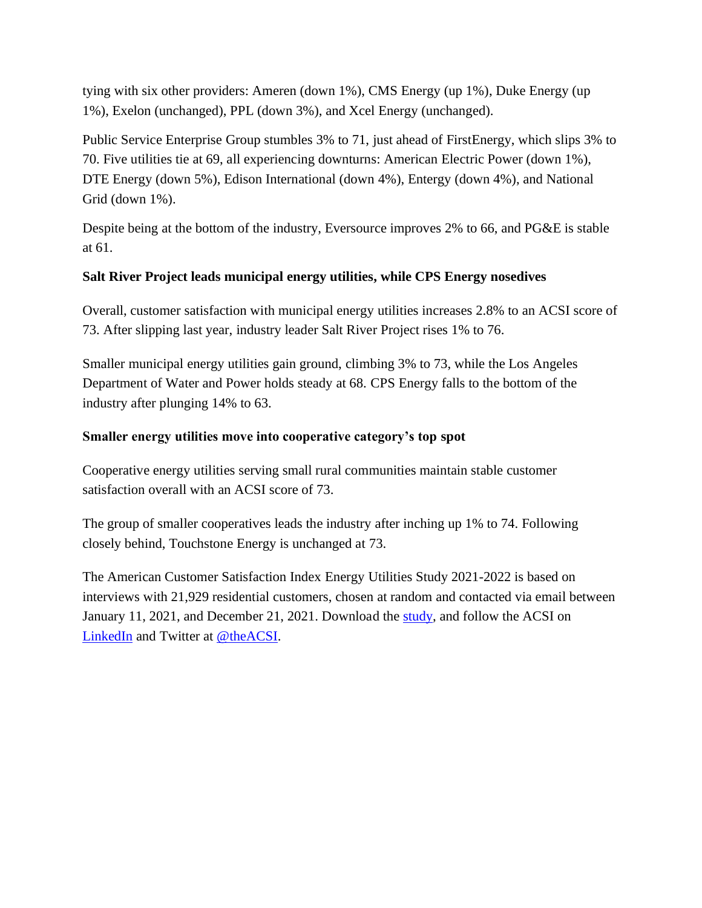tying with six other providers: Ameren (down 1%), CMS Energy (up 1%), Duke Energy (up 1%), Exelon (unchanged), PPL (down 3%), and Xcel Energy (unchanged).

Public Service Enterprise Group stumbles 3% to 71, just ahead of FirstEnergy, which slips 3% to 70. Five utilities tie at 69, all experiencing downturns: American Electric Power (down 1%), DTE Energy (down 5%), Edison International (down 4%), Entergy (down 4%), and National Grid (down 1%).

Despite being at the bottom of the industry, Eversource improves 2% to 66, and PG&E is stable at 61.

**Salt River Project leads municipal energy utilities, while CPS Energy nosedives**

Overall, customer satisfaction with municipal energy utilities increases 2.8% to an ACSI score of 73. After slipping last year, industry leader Salt River Project rises 1% to 76.

Smaller municipal energy utilities gain ground, climbing 3% to 73, while the Los Angeles Department of Water and Power holds steady at 68. CPS Energy falls to the bottom of the industry after plunging 14% to 63.

**Smaller energy utilities move into cooperative category's top spot**

Cooperative energy utilities serving small rural communities maintain stable customer satisfaction overall with an ACSI score of 73.

The group of smaller cooperatives leads the industry after inching up 1% to 74. Following closely behind, Touchstone Energy is unchanged at 73.

The American Customer Satisfaction Index Energy Utilities Study 2021-2022 is based on interviews with 21,929 residential customers, chosen at random and contacted via email between January 11, 2021, and December 21, 2021. Download the study, and follow the ACSI on LinkedIn and Twitter at @theACSI.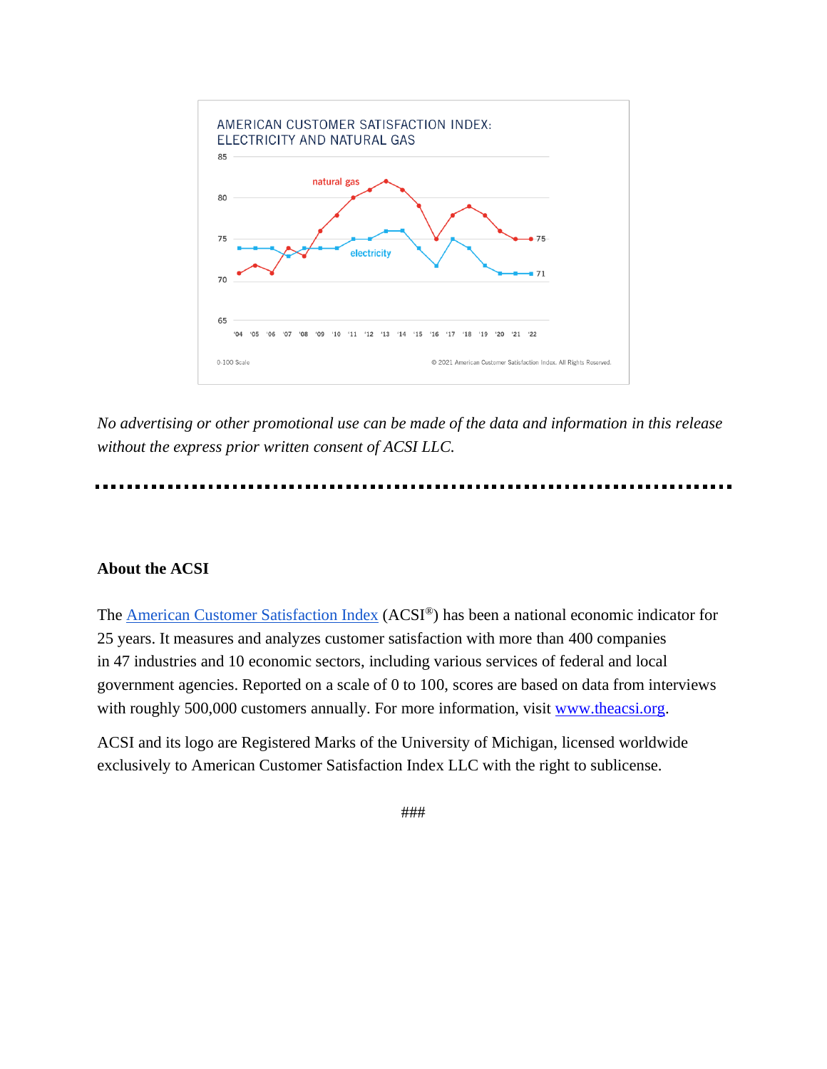AMERICAN CUSTOMER SATISFACTION INDEX:
ELECTRICITY AND NATURAL GAS

85
80
75
70
65

natural gas
electricity

75
71

'04 '05 '06 '07 '08 '09 '10 '11 '12 '13 '14 '15 '16 '17 '18 '19 '20 '21 '22

0-100 Scale

© 2021 American Customer Satisfaction Index. All Rights Reserved.

*No advertising or other promotional use can be made of the data and information in this release without the express prior written consent of ACSI LLC.*

---

**About the ACSI**

The American Customer Satisfaction Index (ACSI®) has been a national economic indicator for 25 years. It measures and analyzes customer satisfaction with more than 400 companies in 47 industries and 10 economic sectors, including various services of federal and local government agencies. Reported on a scale of 0 to 100, scores are based on data from interviews with roughly 500,000 customers annually. For more information, visit www.theacsi.org.

ACSI and its logo are Registered Marks of the University of Michigan, licensed worldwide exclusively to American Customer Satisfaction Index LLC with the right to sublicense.

###